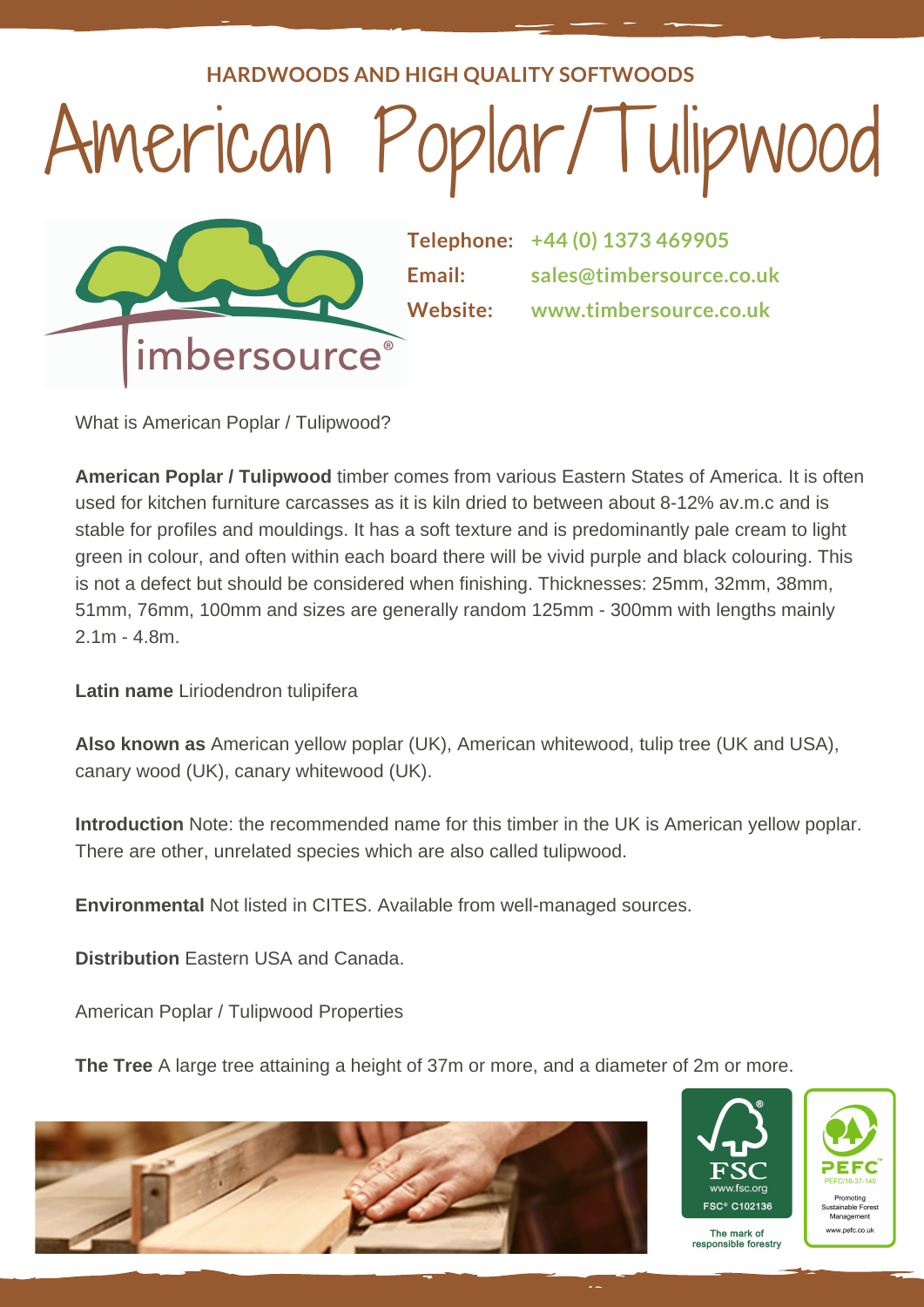HARDWOODS AND HIGH QUALITY SOFTWOODS

# American Poplar/Tulipwood

**Telephone:** +44 (0) 1373 469905
**Email:** sales@timbersource.co.uk
**Website:** www.timbersource.co.uk

What is American Poplar / Tulipwood?

**American Poplar / Tulipwood** timber comes from various Eastern States of America. It is often used for kitchen furniture carcasses as it is kiln dried to between about 8-12% av.m.c and is stable for profiles and mouldings. It has a soft texture and is predominantly pale cream to light green in colour, and often within each board there will be vivid purple and black colouring. This is not a defect but should be considered when finishing. Thicknesses: 25mm, 32mm, 38mm, 51mm, 76mm, 100mm and sizes are generally random 125mm - 300mm with lengths mainly 2.1m - 4.8m.

**Latin name** Liriodendron tulipifera

**Also known as** American yellow poplar (UK), American whitewood, tulip tree (UK and USA), canary wood (UK), canary whitewood (UK).

**Introduction** Note: the recommended name for this timber in the UK is American yellow poplar. There are other, unrelated species which are also called tulipwood.

**Environmental** Not listed in CITES. Available from well-managed sources.

**Distribution** Eastern USA and Canada.

American Poplar / Tulipwood Properties

**The Tree** A large tree attaining a height of 37m or more, and a diameter of 2m or more.

FSC www.fsc.org FSC® C102136 The mark of responsible forestry

PEFC PEFC/16-37-140 Promoting Sustainable Forest Management www.pefc.co.uk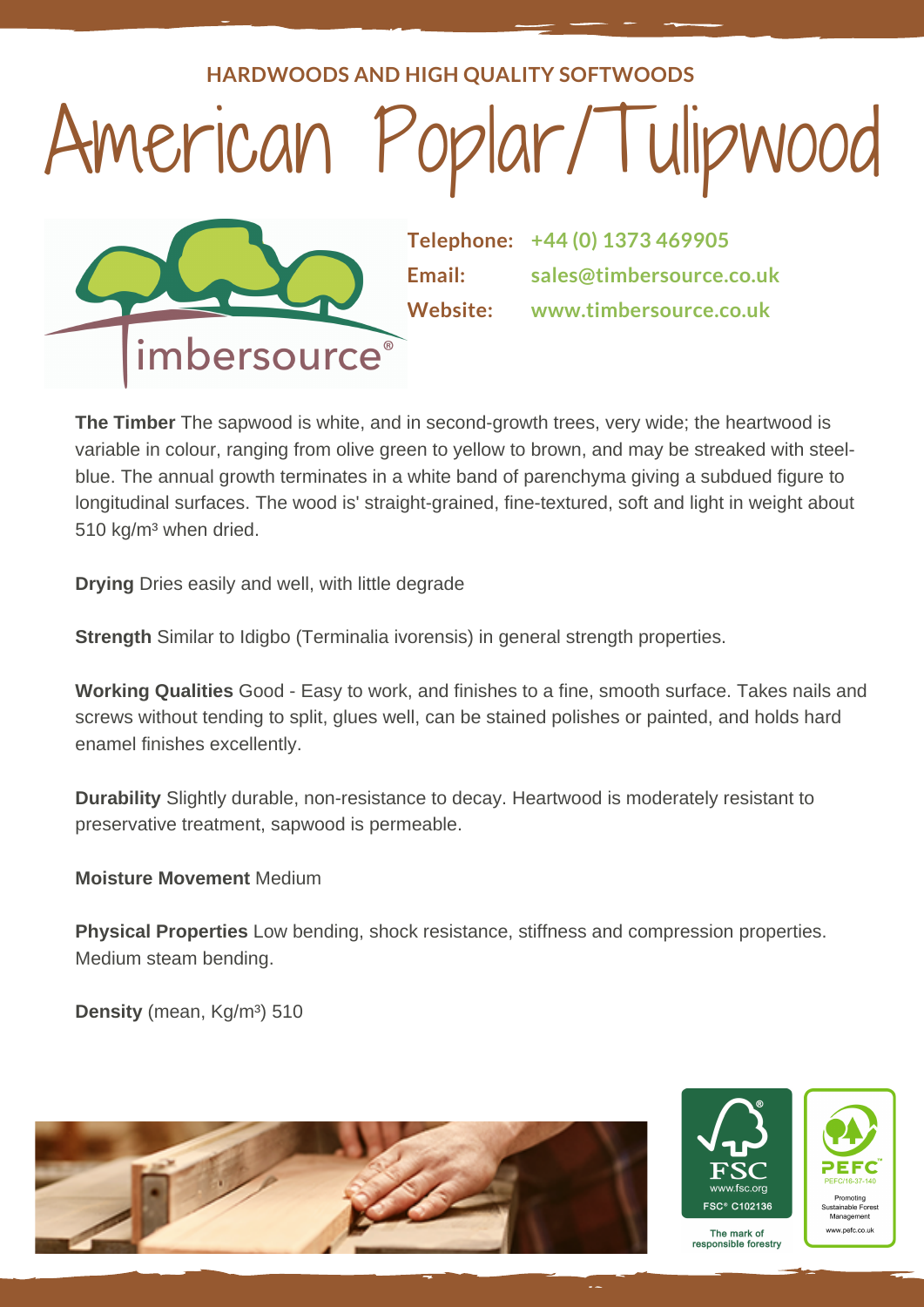HARDWOODS AND HIGH QUALITY SOFTWOODS

# American Poplar/Tulipwood

imbersource®

**Telephone:** +44 (0) 1373 469905
**Email:** sales@timbersource.co.uk
**Website:** www.timbersource.co.uk

**The Timber** The sapwood is white, and in second-growth trees, very wide; the heartwood is variable in colour, ranging from olive green to yellow to brown, and may be streaked with steel-blue. The annual growth terminates in a white band of parenchyma giving a subdued figure to longitudinal surfaces. The wood is' straight-grained, fine-textured, soft and light in weight about 510 kg/m³ when dried.

**Drying** Dries easily and well, with little degrade

**Strength** Similar to Idigbo (Terminalia ivorensis) in general strength properties.

**Working Qualities** Good - Easy to work, and finishes to a fine, smooth surface. Takes nails and screws without tending to split, glues well, can be stained polishes or painted, and holds hard enamel finishes excellently.

**Durability** Slightly durable, non-resistance to decay. Heartwood is moderately resistant to preservative treatment, sapwood is permeable.

**Moisture Movement** Medium

**Physical Properties** Low bending, shock resistance, stiffness and compression properties. Medium steam bending.

**Density** (mean, Kg/m³) 510

FSC
www.fsc.org
FSC® C102136
The mark of responsible forestry

PEFC
PEFC/16-37-140
Promoting Sustainable Forest Management
www.pefc.co.uk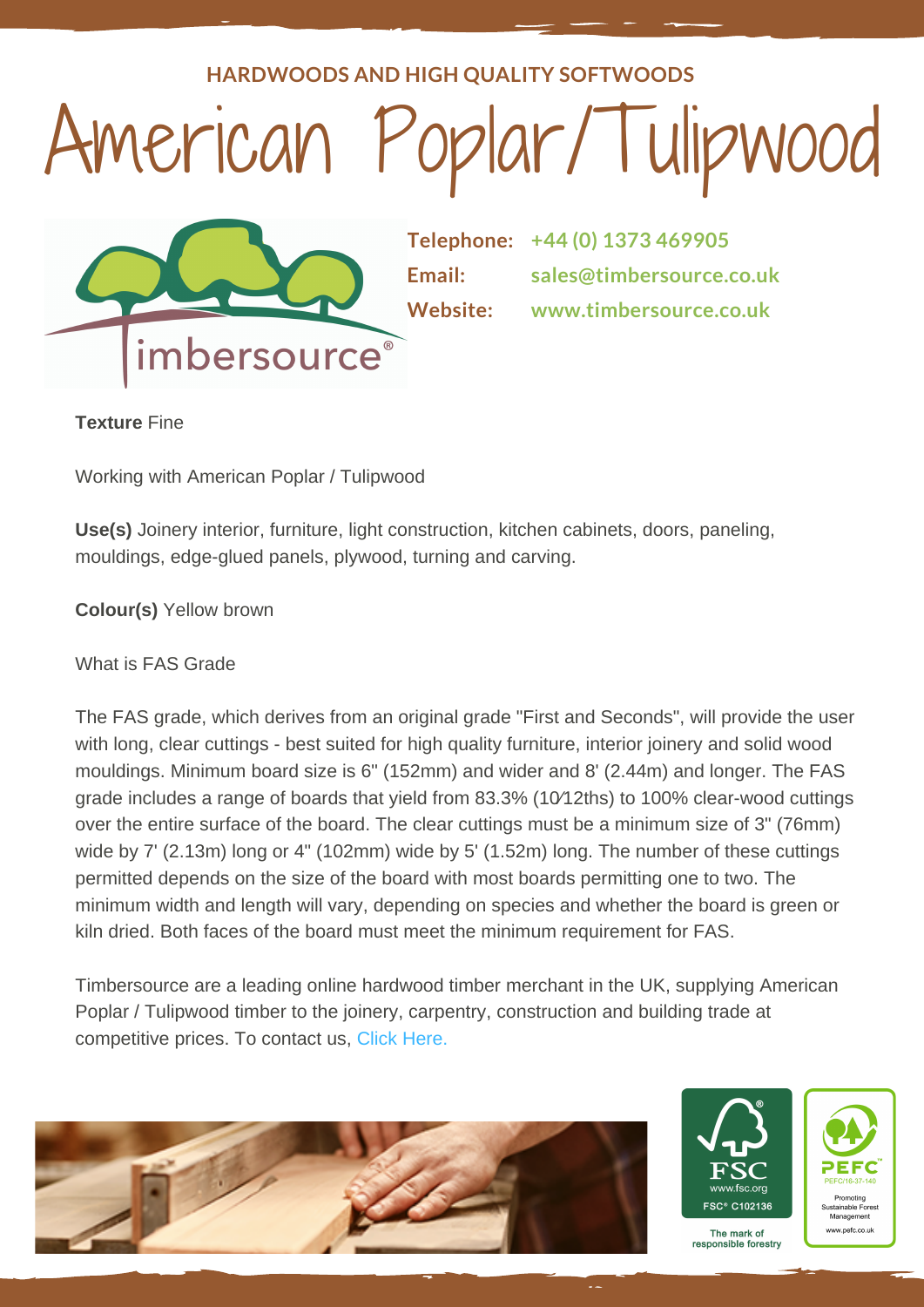HARDWOODS AND HIGH QUALITY SOFTWOODS

# American Poplar/Tulipwood

**Telephone:** +44 (0) 1373 469905
**Email:** sales@timbersource.co.uk
**Website:** www.timbersource.co.uk

**Texture** Fine

Working with American Poplar / Tulipwood

**Use(s)** Joinery interior, furniture, light construction, kitchen cabinets, doors, paneling, mouldings, edge-glued panels, plywood, turning and carving.

**Colour(s)** Yellow brown

What is FAS Grade

The FAS grade, which derives from an original grade "First and Seconds", will provide the user with long, clear cuttings - best suited for high quality furniture, interior joinery and solid wood mouldings. Minimum board size is 6" (152mm) and wider and 8' (2.44m) and longer. The FAS grade includes a range of boards that yield from 83.3% (10⁄12ths) to 100% clear-wood cuttings over the entire surface of the board. The clear cuttings must be a minimum size of 3" (76mm) wide by 7' (2.13m) long or 4" (102mm) wide by 5' (1.52m) long. The number of these cuttings permitted depends on the size of the board with most boards permitting one to two. The minimum width and length will vary, depending on species and whether the board is green or kiln dried. Both faces of the board must meet the minimum requirement for FAS.

Timbersource are a leading online hardwood timber merchant in the UK, supplying American Poplar / Tulipwood timber to the joinery, carpentry, construction and building trade at competitive prices. To contact us, Click Here.

FSC
www.fsc.org
FSC® C102136
The mark of responsible forestry

PEFC
PEFC/16-37-140
Promoting Sustainable Forest Management
www.pefc.co.uk